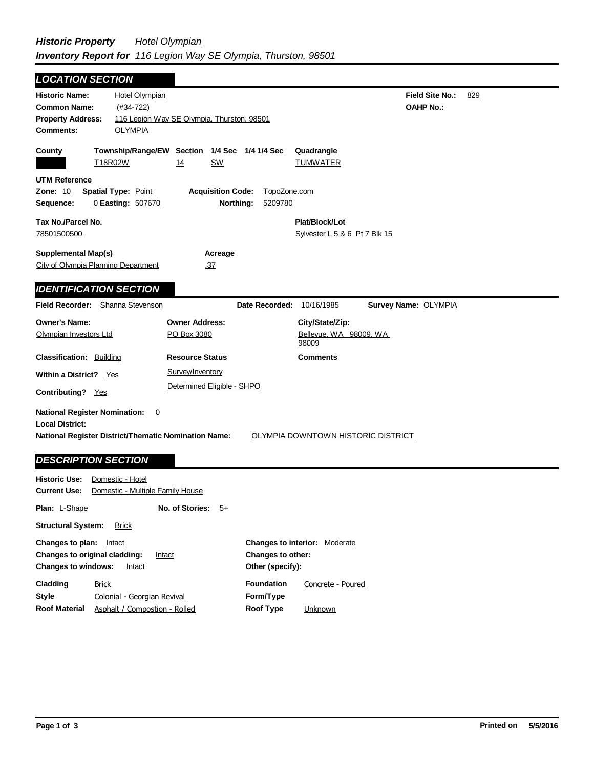***Historic Property*** *Hotel Olympian*
***Inventory Report for*** *116 Legion Way SE Olympia, Thurston, 98501*

## LOCATION SECTION

**Historic Name:** Hotel Olympian
**Common Name:** (#34-722)
**Property Address:** 116 Legion Way SE Olympia, Thurston, 98501
**Comments:** OLYMPIA

**Field Site No.:** 829
**OAHP No.:**

| County | Township/Range/EW | Section | 1/4 Sec | 1/4 1/4 Sec | Quadrangle |
|---|---|---|---|---|---|
| | T18R02W | 14 | SW | | TUMWATER |

**UTM Reference**
**Zone:** 10 **Spatial Type:** Point **Acquisition Code:** TopoZone.com
**Sequence:** 0 **Easting:** 507670 **Northing:** 5209780

**Tax No./Parcel No.**
78501500500

**Plat/Block/Lot**
Sylvester L 5 & 6 Pt 7 Blk 15

**Supplemental Map(s)**
City of Olympia Planning Department

**Acreage**
.37

## IDENTIFICATION SECTION

**Field Recorder:** Shanna Stevenson **Date Recorded:** 10/16/1985 **Survey Name:** OLYMPIA

| Owner's Name: | Owner Address: | City/State/Zip: |
|---|---|---|
| Olympian Investors Ltd | PO Box 3080 | Bellevue, WA 98009, WA 98009 |

**Classification:** Building
**Within a District?** Yes
**Contributing?** Yes

**Resource Status**
Survey/Inventory
Determined Eligible - SHPO

**Comments**

**National Register Nomination:** 0
**Local District:**
**National Register District/Thematic Nomination Name:** OLYMPIA DOWNTOWN HISTORIC DISTRICT

## DESCRIPTION SECTION

**Historic Use:** Domestic - Hotel
**Current Use:** Domestic - Multiple Family House

**Plan:** L-Shape **No. of Stories:** 5+

**Structural System:** Brick

**Changes to plan:** Intact
**Changes to original cladding:** Intact
**Changes to windows:** Intact

**Changes to interior:** Moderate
**Changes to other:**
**Other (specify):**

**Cladding** Brick
**Style** Colonial - Georgian Revival
**Roof Material** Asphalt / Compostion - Rolled

**Foundation** Concrete - Poured
**Form/Type**
**Roof Type** Unknown

**Printed on** 5/5/2016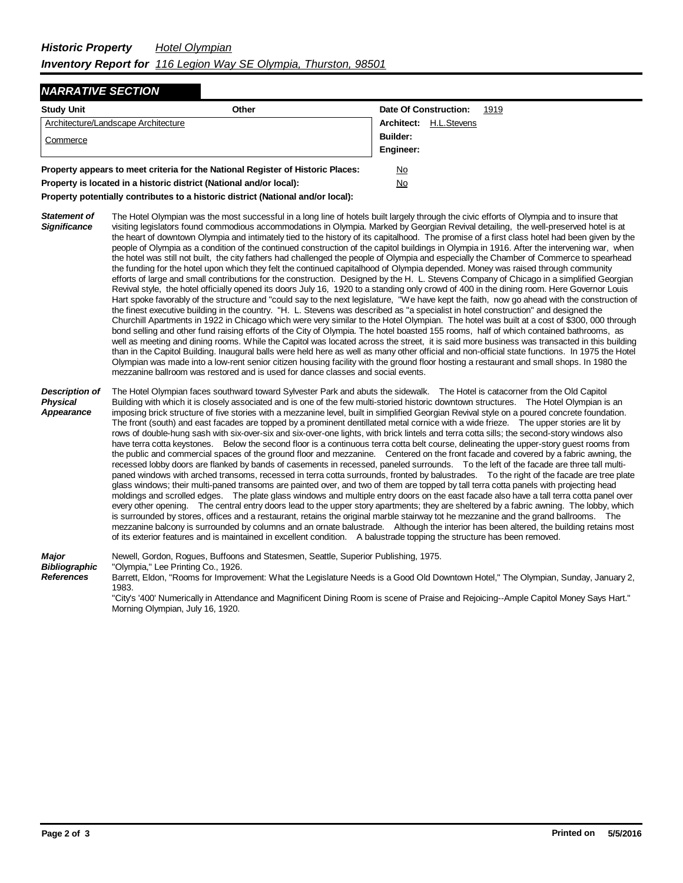## Historic Property *Hotel Olympian*

## Inventory Report for *116 Legion Way SE Olympia, Thurston, 98501*

### NARRATIVE SECTION

| Study Unit | Other | |
|---|---|---|
| Architecture/Landscape Architecture | | **Date Of Construction:** 1919 |
| Commerce | | **Architect:** H.L.Stevens |
| | | **Builder:** |
| | | **Engineer:** |

**Property appears to meet criteria for the National Register of Historic Places:** No

**Property is located in a historic district (National and/or local):** No

**Property potentially contributes to a historic district (National and/or local):**

***Statement of Significance***

The Hotel Olympian was the most successful in a long line of hotels built largely through the civic efforts of Olympia and to insure that visiting legislators found commodious accommodations in Olympia. Marked by Georgian Revival detailing, the well-preserved hotel is at the heart of downtown Olympia and intimately tied to the history of its capitalhood. The promise of a first class hotel had been given by the people of Olympia as a condition of the continued construction of the capitol buildings in Olympia in 1916. After the intervening war, when the hotel was still not built, the city fathers had challenged the people of Olympia and especially the Chamber of Commerce to spearhead the funding for the hotel upon which they felt the continued capitalhood of Olympia depended. Money was raised through community efforts of large and small contributions for the construction. Designed by the H. L. Stevens Company of Chicago in a simplified Georgian Revival style, the hotel officially opened its doors July 16, 1920 to a standing only crowd of 400 in the dining room. Here Governor Louis Hart spoke favorably of the structure and "could say to the next legislature, "We have kept the faith, now go ahead with the construction of the finest executive building in the country. "H. L. Stevens was described as "a specialist in hotel construction" and designed the Churchill Apartments in 1922 in Chicago which were very similar to the Hotel Olympian. The hotel was built at a cost of $300, 000 through bond selling and other fund raising efforts of the City of Olympia. The hotel boasted 155 rooms, half of which contained bathrooms, as well as meeting and dining rooms. While the Capitol was located across the street, it is said more business was transacted in this building than in the Capitol Building. Inaugural balls were held here as well as many other official and non-official state functions. In 1975 the Hotel Olympian was made into a low-rent senior citizen housing facility with the ground floor hosting a restaurant and small shops. In 1980 the mezzanine ballroom was restored and is used for dance classes and social events.

***Description of Physical Appearance***

The Hotel Olympian faces southward toward Sylvester Park and abuts the sidewalk. The Hotel is catacorner from the Old Capitol Building with which it is closely associated and is one of the few multi-storied historic downtown structures. The Hotel Olympian is an imposing brick structure of five stories with a mezzanine level, built in simplified Georgian Revival style on a poured concrete foundation. The front (south) and east facades are topped by a prominent dentillated metal cornice with a wide frieze. The upper stories are lit by rows of double-hung sash with six-over-six and six-over-one lights, with brick lintels and terra cotta sills; the second-story windows also have terra cotta keystones. Below the second floor is a continuous terra cotta belt course, delineating the upper-story guest rooms from the public and commercial spaces of the ground floor and mezzanine. Centered on the front facade and covered by a fabric awning, the recessed lobby doors are flanked by bands of casements in recessed, paneled surrounds. To the left of the facade are three tall multi-paned windows with arched transoms, recessed in terra cotta surrounds, fronted by balustrades. To the right of the facade are tree plate glass windows; their multi-paned transoms are painted over, and two of them are topped by tall terra cotta panels with projecting head moldings and scrolled edges. The plate glass windows and multiple entry doors on the east facade also have a tall terra cotta panel over every other opening. The central entry doors lead to the upper story apartments; they are sheltered by a fabric awning. The lobby, which is surrounded by stores, offices and a restaurant, retains the original marble stairway tot he mezzanine and the grand ballrooms. The mezzanine balcony is surrounded by columns and an ornate balustrade. Although the interior has been altered, the building retains most of its exterior features and is maintained in excellent condition. A balustrade topping the structure has been removed.

***Major Bibliographic References***

Newell, Gordon, Rogues, Buffoons and Statesmen, Seattle, Superior Publishing, 1975.
"Olympia," Lee Printing Co., 1926.
Barrett, Eldon, "Rooms for Improvement: What the Legislature Needs is a Good Old Downtown Hotel," The Olympian, Sunday, January 2, 1983.
"City's '400' Numerically in Attendance and Magnificent Dining Room is scene of Praise and Rejoicing--Ample Capitol Money Says Hart." Morning Olympian, July 16, 1920.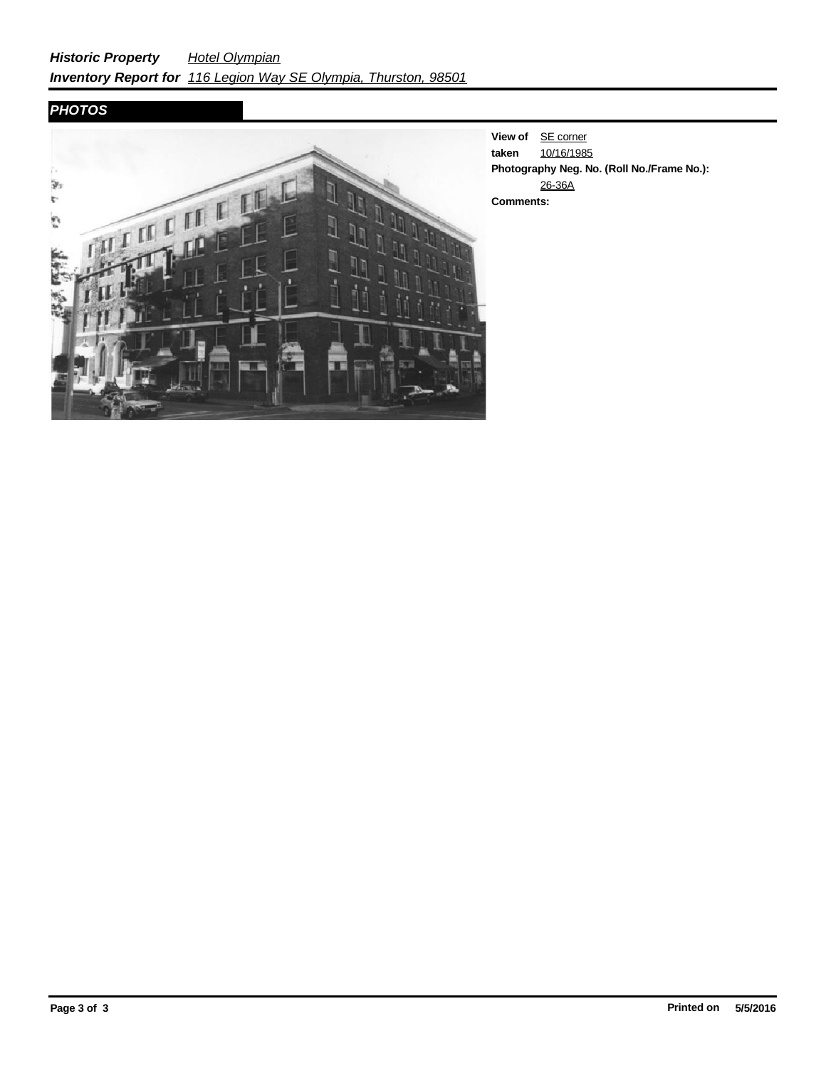**Historic Property** *Hotel Olympian*
**Inventory Report for** *116 Legion Way SE Olympia, Thurston, 98501*

## PHOTOS

**View of** SE corner
**taken** 10/16/1985
**Photography Neg. No. (Roll No./Frame No.):** 26-36A
**Comments:**